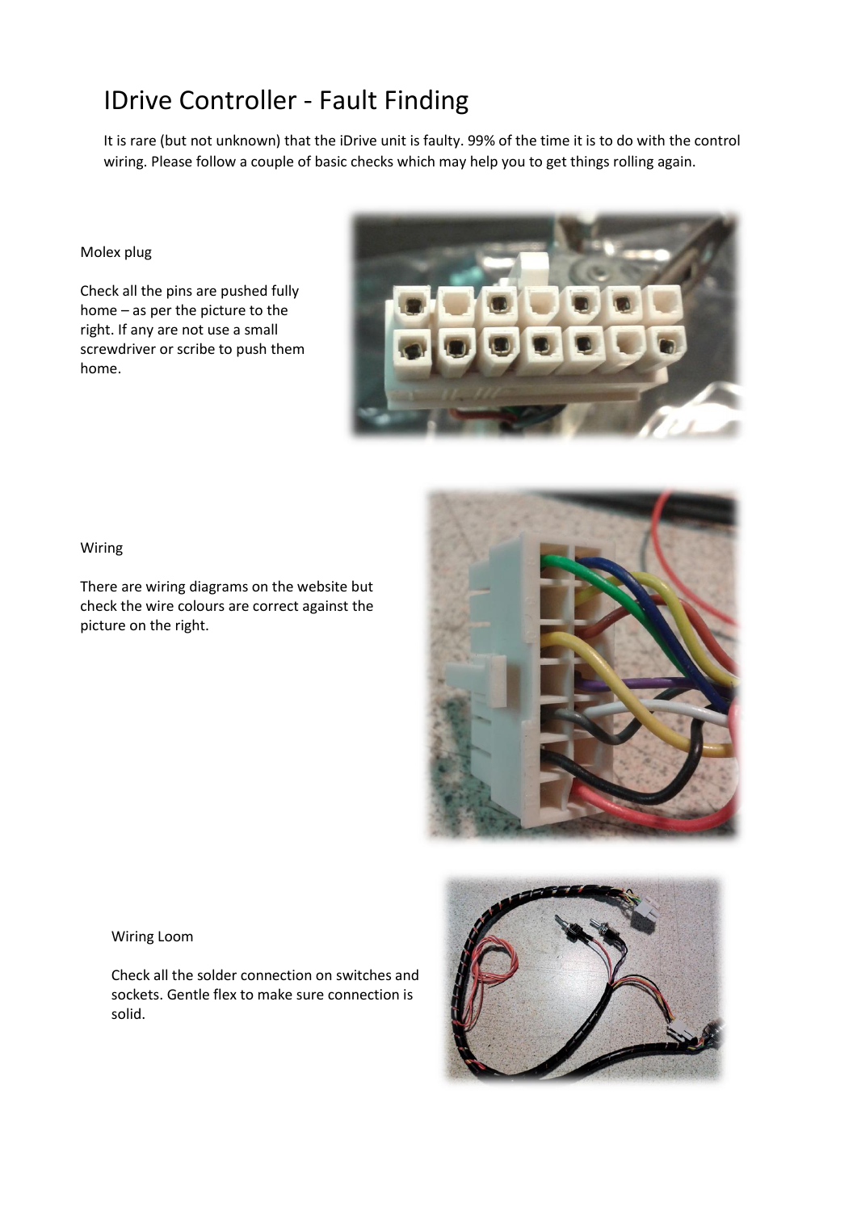# IDrive Controller - Fault Finding

It is rare (but not unknown) that the iDrive unit is faulty. 99% of the time it is to do with the control wiring. Please follow a couple of basic checks which may help you to get things rolling again.

Molex plug

Check all the pins are pushed fully home – as per the picture to the right. If any are not use a small screwdriver or scribe to push them home.

Wiring

There are wiring diagrams on the website but check the wire colours are correct against the picture on the right.

Wiring Loom

Check all the solder connection on switches and sockets. Gentle flex to make sure connection is solid.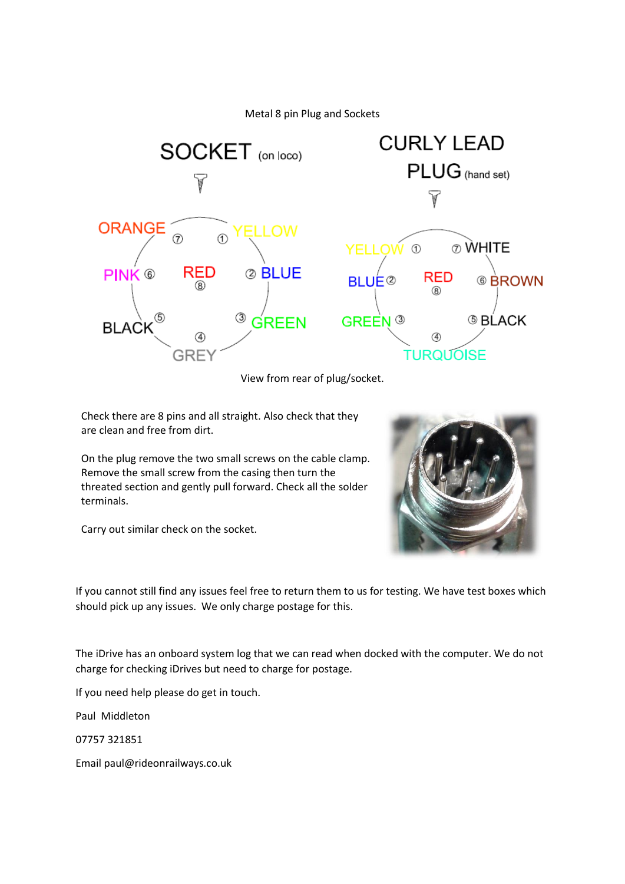Metal 8 pin Plug and Sockets

SOCKET (on loco)

CURLY LEAD PLUG (hand set)

ORANGE ⑦
① YELLOW
PINK ⑥
RED ⑧
② BLUE
BLACK ⑤
③ GREEN
④ GREY

YELLOW ①
⑦ WHITE
BLUE ②
RED ⑧
⑥ BROWN
GREEN ③
⑤ BLACK
④ TURQUOISE

View from rear of plug/socket.

Check there are 8 pins and all straight. Also check that they are clean and free from dirt.

On the plug remove the two small screws on the cable clamp. Remove the small screw from the casing then turn the threated section and gently pull forward. Check all the solder terminals.

Carry out similar check on the socket.

If you cannot still find any issues feel free to return them to us for testing. We have test boxes which should pick up any issues. We only charge postage for this.

The iDrive has an onboard system log that we can read when docked with the computer. We do not charge for checking iDrives but need to charge for postage.

If you need help please do get in touch.

Paul Middleton

07757 321851

Email paul@rideonrailways.co.uk